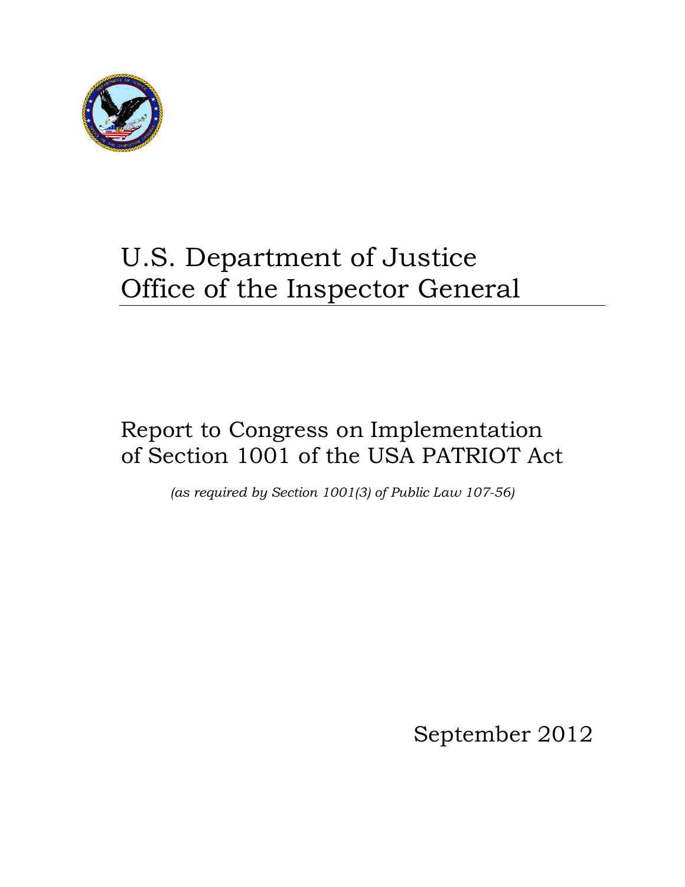# U.S. Department of Justice
# Office of the Inspector General

## Report to Congress on Implementation of Section 1001 of the USA PATRIOT Act

*(as required by Section 1001(3) of Public Law 107-56)*

September 2012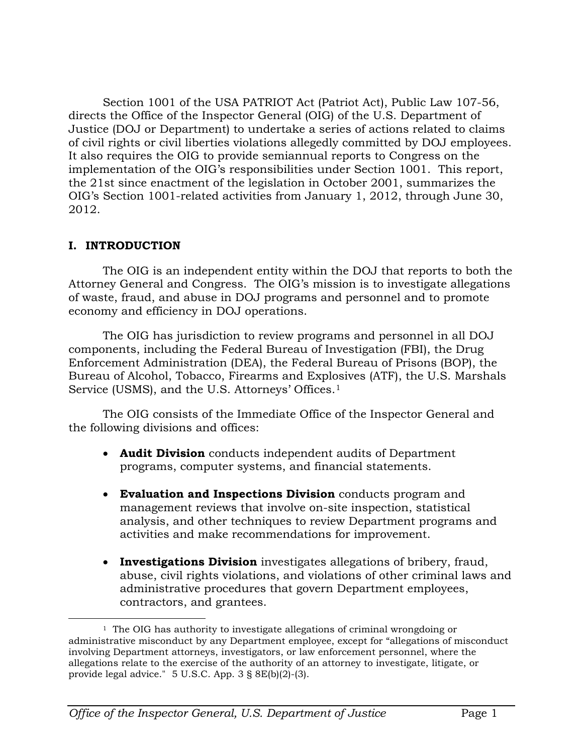Section 1001 of the USA PATRIOT Act (Patriot Act), Public Law 107-56, directs the Office of the Inspector General (OIG) of the U.S. Department of Justice (DOJ or Department) to undertake a series of actions related to claims of civil rights or civil liberties violations allegedly committed by DOJ employees. It also requires the OIG to provide semiannual reports to Congress on the implementation of the OIG's responsibilities under Section 1001. This report, the 21st since enactment of the legislation in October 2001, summarizes the OIG's Section 1001-related activities from January 1, 2012, through June 30, 2012.

## I. INTRODUCTION

The OIG is an independent entity within the DOJ that reports to both the Attorney General and Congress. The OIG's mission is to investigate allegations of waste, fraud, and abuse in DOJ programs and personnel and to promote economy and efficiency in DOJ operations.

The OIG has jurisdiction to review programs and personnel in all DOJ components, including the Federal Bureau of Investigation (FBI), the Drug Enforcement Administration (DEA), the Federal Bureau of Prisons (BOP), the Bureau of Alcohol, Tobacco, Firearms and Explosives (ATF), the U.S. Marshals Service (USMS), and the U.S. Attorneys' Offices.[1]

The OIG consists of the Immediate Office of the Inspector General and the following divisions and offices:

- **Audit Division** conducts independent audits of Department programs, computer systems, and financial statements.
- **Evaluation and Inspections Division** conducts program and management reviews that involve on-site inspection, statistical analysis, and other techniques to review Department programs and activities and make recommendations for improvement.
- **Investigations Division** investigates allegations of bribery, fraud, abuse, civil rights violations, and violations of other criminal laws and administrative procedures that govern Department employees, contractors, and grantees.

[1] The OIG has authority to investigate allegations of criminal wrongdoing or administrative misconduct by any Department employee, except for "allegations of misconduct involving Department attorneys, investigators, or law enforcement personnel, where the allegations relate to the exercise of the authority of an attorney to investigate, litigate, or provide legal advice." 5 U.S.C. App. 3 § 8E(b)(2)-(3).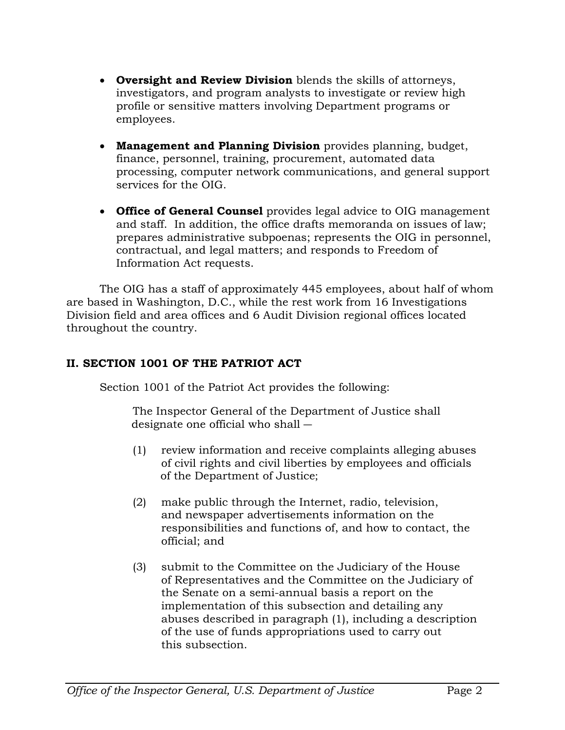- **Oversight and Review Division** blends the skills of attorneys, investigators, and program analysts to investigate or review high profile or sensitive matters involving Department programs or employees.

- **Management and Planning Division** provides planning, budget, finance, personnel, training, procurement, automated data processing, computer network communications, and general support services for the OIG.

- **Office of General Counsel** provides legal advice to OIG management and staff. In addition, the office drafts memoranda on issues of law; prepares administrative subpoenas; represents the OIG in personnel, contractual, and legal matters; and responds to Freedom of Information Act requests.

The OIG has a staff of approximately 445 employees, about half of whom are based in Washington, D.C., while the rest work from 16 Investigations Division field and area offices and 6 Audit Division regional offices located throughout the country.

## II. SECTION 1001 OF THE PATRIOT ACT

Section 1001 of the Patriot Act provides the following:

> The Inspector General of the Department of Justice shall designate one official who shall —
>
> (1) review information and receive complaints alleging abuses of civil rights and civil liberties by employees and officials of the Department of Justice;
>
> (2) make public through the Internet, radio, television, and newspaper advertisements information on the responsibilities and functions of, and how to contact, the official; and
>
> (3) submit to the Committee on the Judiciary of the House of Representatives and the Committee on the Judiciary of the Senate on a semi-annual basis a report on the implementation of this subsection and detailing any abuses described in paragraph (1), including a description of the use of funds appropriations used to carry out this subsection.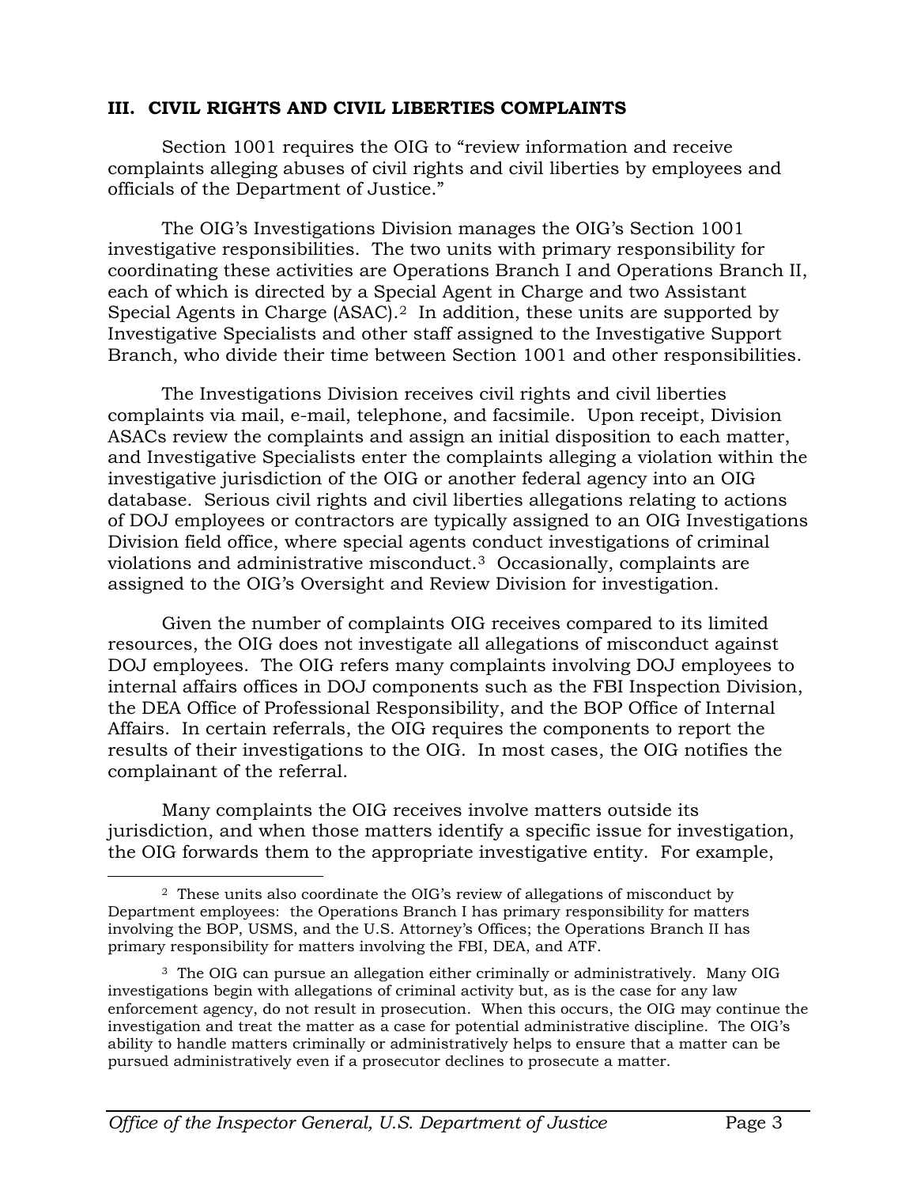### III. CIVIL RIGHTS AND CIVIL LIBERTIES COMPLAINTS

Section 1001 requires the OIG to "review information and receive complaints alleging abuses of civil rights and civil liberties by employees and officials of the Department of Justice."

The OIG's Investigations Division manages the OIG's Section 1001 investigative responsibilities. The two units with primary responsibility for coordinating these activities are Operations Branch I and Operations Branch II, each of which is directed by a Special Agent in Charge and two Assistant Special Agents in Charge (ASAC).[2] In addition, these units are supported by Investigative Specialists and other staff assigned to the Investigative Support Branch, who divide their time between Section 1001 and other responsibilities.

The Investigations Division receives civil rights and civil liberties complaints via mail, e-mail, telephone, and facsimile. Upon receipt, Division ASACs review the complaints and assign an initial disposition to each matter, and Investigative Specialists enter the complaints alleging a violation within the investigative jurisdiction of the OIG or another federal agency into an OIG database. Serious civil rights and civil liberties allegations relating to actions of DOJ employees or contractors are typically assigned to an OIG Investigations Division field office, where special agents conduct investigations of criminal violations and administrative misconduct.[3] Occasionally, complaints are assigned to the OIG's Oversight and Review Division for investigation.

Given the number of complaints OIG receives compared to its limited resources, the OIG does not investigate all allegations of misconduct against DOJ employees. The OIG refers many complaints involving DOJ employees to internal affairs offices in DOJ components such as the FBI Inspection Division, the DEA Office of Professional Responsibility, and the BOP Office of Internal Affairs. In certain referrals, the OIG requires the components to report the results of their investigations to the OIG. In most cases, the OIG notifies the complainant of the referral.

Many complaints the OIG receives involve matters outside its jurisdiction, and when those matters identify a specific issue for investigation, the OIG forwards them to the appropriate investigative entity. For example,

---

[2] These units also coordinate the OIG's review of allegations of misconduct by Department employees: the Operations Branch I has primary responsibility for matters involving the BOP, USMS, and the U.S. Attorney's Offices; the Operations Branch II has primary responsibility for matters involving the FBI, DEA, and ATF.

[3] The OIG can pursue an allegation either criminally or administratively. Many OIG investigations begin with allegations of criminal activity but, as is the case for any law enforcement agency, do not result in prosecution. When this occurs, the OIG may continue the investigation and treat the matter as a case for potential administrative discipline. The OIG's ability to handle matters criminally or administratively helps to ensure that a matter can be pursued administratively even if a prosecutor declines to prosecute a matter.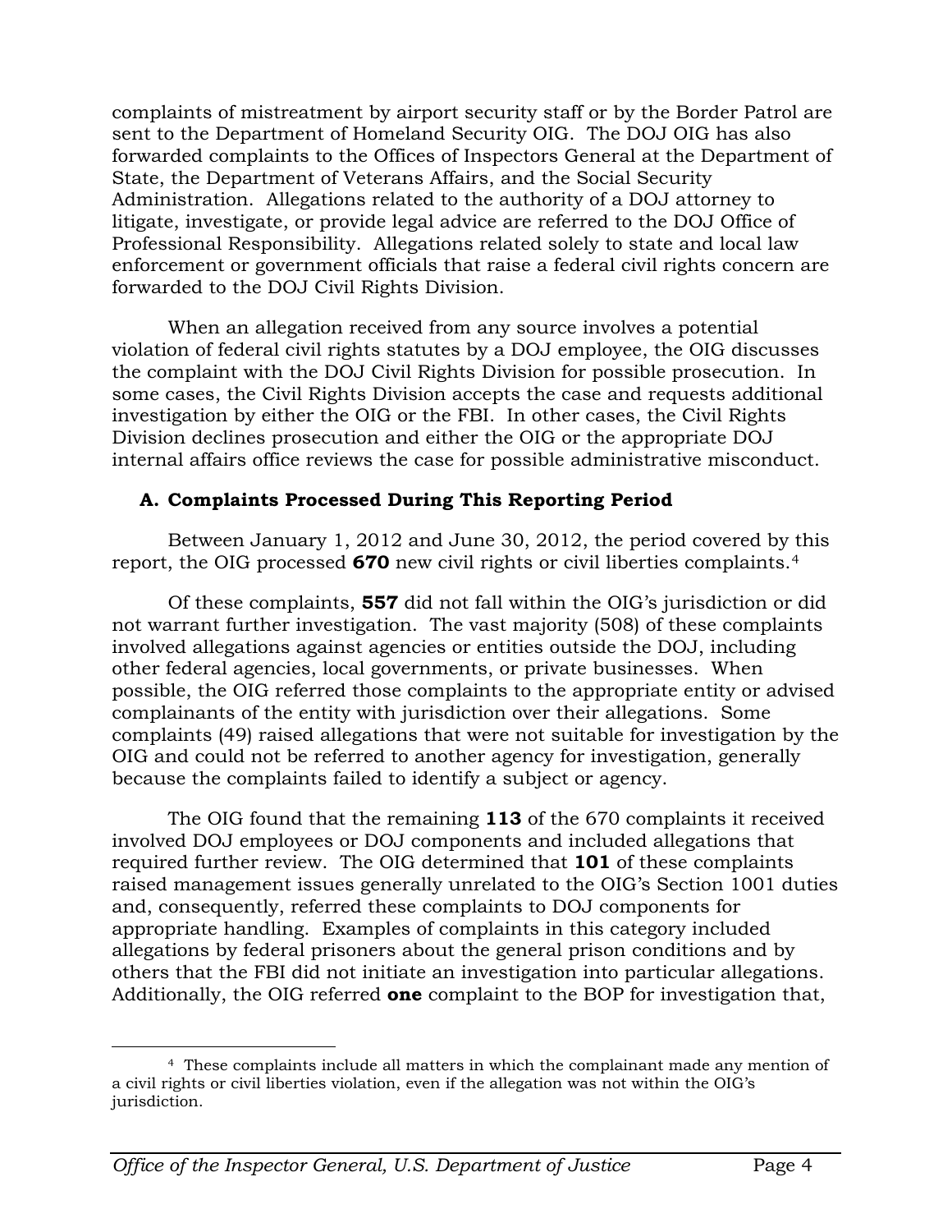complaints of mistreatment by airport security staff or by the Border Patrol are sent to the Department of Homeland Security OIG. The DOJ OIG has also forwarded complaints to the Offices of Inspectors General at the Department of State, the Department of Veterans Affairs, and the Social Security Administration. Allegations related to the authority of a DOJ attorney to litigate, investigate, or provide legal advice are referred to the DOJ Office of Professional Responsibility. Allegations related solely to state and local law enforcement or government officials that raise a federal civil rights concern are forwarded to the DOJ Civil Rights Division.

When an allegation received from any source involves a potential violation of federal civil rights statutes by a DOJ employee, the OIG discusses the complaint with the DOJ Civil Rights Division for possible prosecution. In some cases, the Civil Rights Division accepts the case and requests additional investigation by either the OIG or the FBI. In other cases, the Civil Rights Division declines prosecution and either the OIG or the appropriate DOJ internal affairs office reviews the case for possible administrative misconduct.

### A. Complaints Processed During This Reporting Period

Between January 1, 2012 and June 30, 2012, the period covered by this report, the OIG processed **670** new civil rights or civil liberties complaints.[4]

Of these complaints, **557** did not fall within the OIG's jurisdiction or did not warrant further investigation. The vast majority (508) of these complaints involved allegations against agencies or entities outside the DOJ, including other federal agencies, local governments, or private businesses. When possible, the OIG referred those complaints to the appropriate entity or advised complainants of the entity with jurisdiction over their allegations. Some complaints (49) raised allegations that were not suitable for investigation by the OIG and could not be referred to another agency for investigation, generally because the complaints failed to identify a subject or agency.

The OIG found that the remaining **113** of the 670 complaints it received involved DOJ employees or DOJ components and included allegations that required further review. The OIG determined that **101** of these complaints raised management issues generally unrelated to the OIG's Section 1001 duties and, consequently, referred these complaints to DOJ components for appropriate handling. Examples of complaints in this category included allegations by federal prisoners about the general prison conditions and by others that the FBI did not initiate an investigation into particular allegations. Additionally, the OIG referred **one** complaint to the BOP for investigation that,

[4] These complaints include all matters in which the complainant made any mention of a civil rights or civil liberties violation, even if the allegation was not within the OIG's jurisdiction.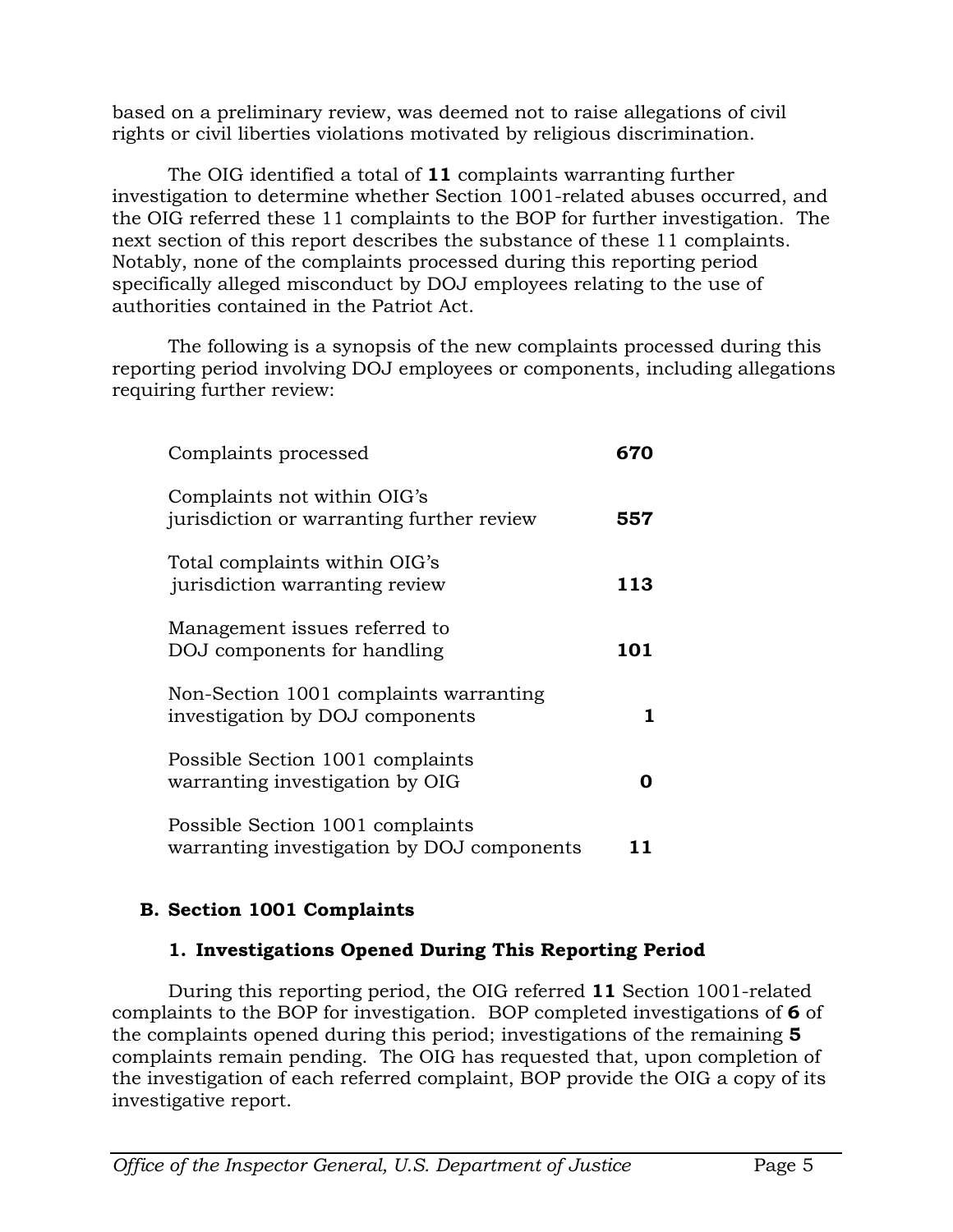based on a preliminary review, was deemed not to raise allegations of civil rights or civil liberties violations motivated by religious discrimination.

The OIG identified a total of **11** complaints warranting further investigation to determine whether Section 1001-related abuses occurred, and the OIG referred these 11 complaints to the BOP for further investigation. The next section of this report describes the substance of these 11 complaints. Notably, none of the complaints processed during this reporting period specifically alleged misconduct by DOJ employees relating to the use of authorities contained in the Patriot Act.

The following is a synopsis of the new complaints processed during this reporting period involving DOJ employees or components, including allegations requiring further review:

| | |
|---|---|
| Complaints processed | **670** |
| Complaints not within OIG's jurisdiction or warranting further review | **557** |
| Total complaints within OIG's jurisdiction warranting review | **113** |
| Management issues referred to DOJ components for handling | **101** |
| Non-Section 1001 complaints warranting investigation by DOJ components | **1** |
| Possible Section 1001 complaints warranting investigation by OIG | **0** |
| Possible Section 1001 complaints warranting investigation by DOJ components | **11** |

## B. Section 1001 Complaints

### 1. Investigations Opened During This Reporting Period

During this reporting period, the OIG referred **11** Section 1001-related complaints to the BOP for investigation. BOP completed investigations of **6** of the complaints opened during this period; investigations of the remaining **5** complaints remain pending. The OIG has requested that, upon completion of the investigation of each referred complaint, BOP provide the OIG a copy of its investigative report.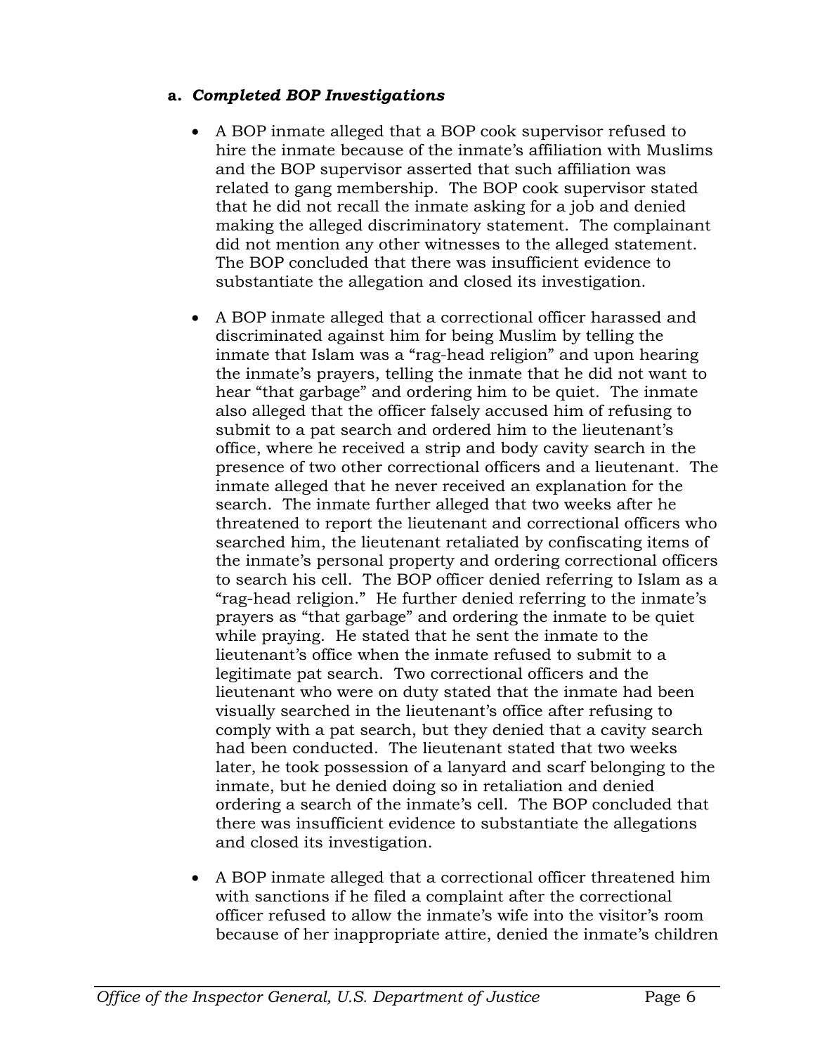**a. *Completed BOP Investigations***

- A BOP inmate alleged that a BOP cook supervisor refused to hire the inmate because of the inmate's affiliation with Muslims and the BOP supervisor asserted that such affiliation was related to gang membership. The BOP cook supervisor stated that he did not recall the inmate asking for a job and denied making the alleged discriminatory statement. The complainant did not mention any other witnesses to the alleged statement. The BOP concluded that there was insufficient evidence to substantiate the allegation and closed its investigation.

- A BOP inmate alleged that a correctional officer harassed and discriminated against him for being Muslim by telling the inmate that Islam was a "rag-head religion" and upon hearing the inmate's prayers, telling the inmate that he did not want to hear "that garbage" and ordering him to be quiet. The inmate also alleged that the officer falsely accused him of refusing to submit to a pat search and ordered him to the lieutenant's office, where he received a strip and body cavity search in the presence of two other correctional officers and a lieutenant. The inmate alleged that he never received an explanation for the search. The inmate further alleged that two weeks after he threatened to report the lieutenant and correctional officers who searched him, the lieutenant retaliated by confiscating items of the inmate's personal property and ordering correctional officers to search his cell. The BOP officer denied referring to Islam as a "rag-head religion." He further denied referring to the inmate's prayers as "that garbage" and ordering the inmate to be quiet while praying. He stated that he sent the inmate to the lieutenant's office when the inmate refused to submit to a legitimate pat search. Two correctional officers and the lieutenant who were on duty stated that the inmate had been visually searched in the lieutenant's office after refusing to comply with a pat search, but they denied that a cavity search had been conducted. The lieutenant stated that two weeks later, he took possession of a lanyard and scarf belonging to the inmate, but he denied doing so in retaliation and denied ordering a search of the inmate's cell. The BOP concluded that there was insufficient evidence to substantiate the allegations and closed its investigation.

- A BOP inmate alleged that a correctional officer threatened him with sanctions if he filed a complaint after the correctional officer refused to allow the inmate's wife into the visitor's room because of her inappropriate attire, denied the inmate's children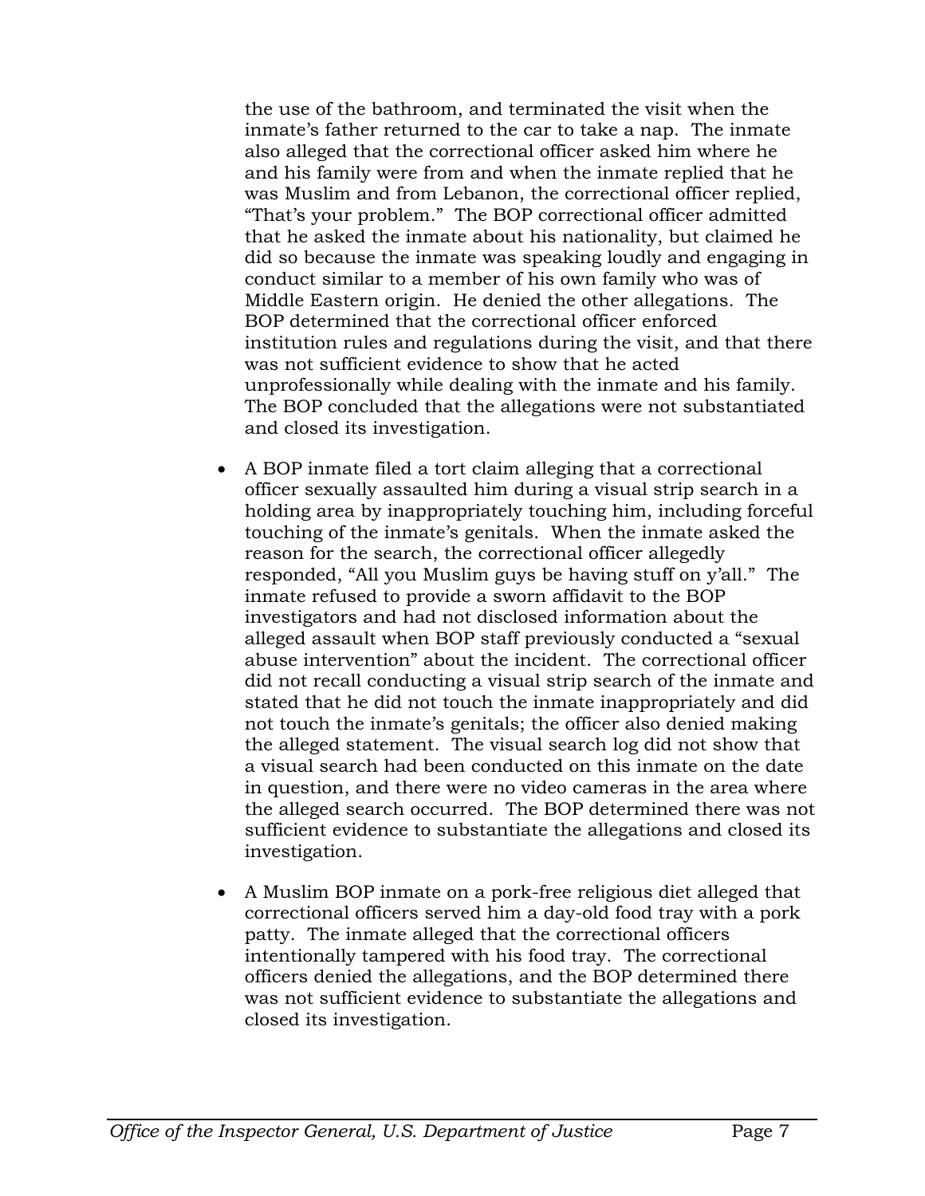the use of the bathroom, and terminated the visit when the inmate's father returned to the car to take a nap. The inmate also alleged that the correctional officer asked him where he and his family were from and when the inmate replied that he was Muslim and from Lebanon, the correctional officer replied, "That's your problem." The BOP correctional officer admitted that he asked the inmate about his nationality, but claimed he did so because the inmate was speaking loudly and engaging in conduct similar to a member of his own family who was of Middle Eastern origin. He denied the other allegations. The BOP determined that the correctional officer enforced institution rules and regulations during the visit, and that there was not sufficient evidence to show that he acted unprofessionally while dealing with the inmate and his family. The BOP concluded that the allegations were not substantiated and closed its investigation.

- A BOP inmate filed a tort claim alleging that a correctional officer sexually assaulted him during a visual strip search in a holding area by inappropriately touching him, including forceful touching of the inmate's genitals. When the inmate asked the reason for the search, the correctional officer allegedly responded, "All you Muslim guys be having stuff on y'all." The inmate refused to provide a sworn affidavit to the BOP investigators and had not disclosed information about the alleged assault when BOP staff previously conducted a "sexual abuse intervention" about the incident. The correctional officer did not recall conducting a visual strip search of the inmate and stated that he did not touch the inmate inappropriately and did not touch the inmate's genitals; the officer also denied making the alleged statement. The visual search log did not show that a visual search had been conducted on this inmate on the date in question, and there were no video cameras in the area where the alleged search occurred. The BOP determined there was not sufficient evidence to substantiate the allegations and closed its investigation.

- A Muslim BOP inmate on a pork-free religious diet alleged that correctional officers served him a day-old food tray with a pork patty. The inmate alleged that the correctional officers intentionally tampered with his food tray. The correctional officers denied the allegations, and the BOP determined there was not sufficient evidence to substantiate the allegations and closed its investigation.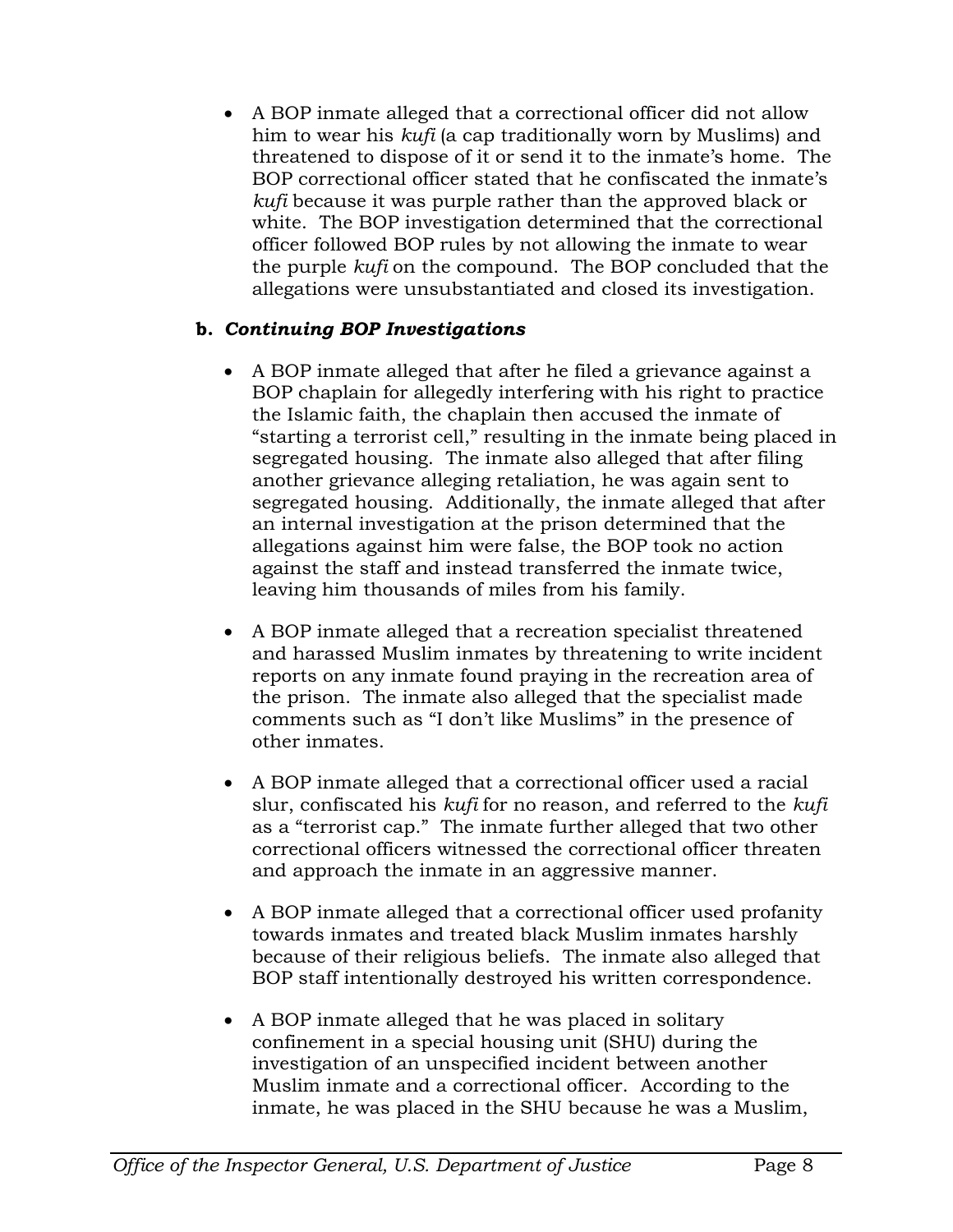- A BOP inmate alleged that a correctional officer did not allow him to wear his *kufi* (a cap traditionally worn by Muslims) and threatened to dispose of it or send it to the inmate's home. The BOP correctional officer stated that he confiscated the inmate's *kufi* because it was purple rather than the approved black or white. The BOP investigation determined that the correctional officer followed BOP rules by not allowing the inmate to wear the purple *kufi* on the compound. The BOP concluded that the allegations were unsubstantiated and closed its investigation.

### b. *Continuing BOP Investigations*

- A BOP inmate alleged that after he filed a grievance against a BOP chaplain for allegedly interfering with his right to practice the Islamic faith, the chaplain then accused the inmate of "starting a terrorist cell," resulting in the inmate being placed in segregated housing. The inmate also alleged that after filing another grievance alleging retaliation, he was again sent to segregated housing. Additionally, the inmate alleged that after an internal investigation at the prison determined that the allegations against him were false, the BOP took no action against the staff and instead transferred the inmate twice, leaving him thousands of miles from his family.

- A BOP inmate alleged that a recreation specialist threatened and harassed Muslim inmates by threatening to write incident reports on any inmate found praying in the recreation area of the prison. The inmate also alleged that the specialist made comments such as "I don't like Muslims" in the presence of other inmates.

- A BOP inmate alleged that a correctional officer used a racial slur, confiscated his *kufi* for no reason, and referred to the *kufi* as a "terrorist cap." The inmate further alleged that two other correctional officers witnessed the correctional officer threaten and approach the inmate in an aggressive manner.

- A BOP inmate alleged that a correctional officer used profanity towards inmates and treated black Muslim inmates harshly because of their religious beliefs. The inmate also alleged that BOP staff intentionally destroyed his written correspondence.

- A BOP inmate alleged that he was placed in solitary confinement in a special housing unit (SHU) during the investigation of an unspecified incident between another Muslim inmate and a correctional officer. According to the inmate, he was placed in the SHU because he was a Muslim,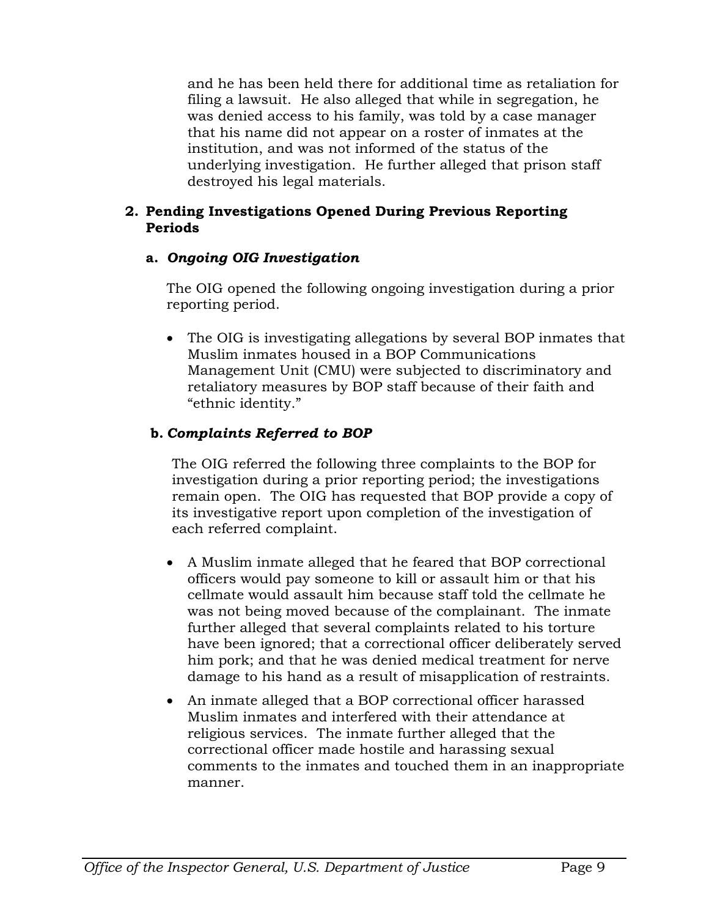and he has been held there for additional time as retaliation for filing a lawsuit. He also alleged that while in segregation, he was denied access to his family, was told by a case manager that his name did not appear on a roster of inmates at the institution, and was not informed of the status of the underlying investigation. He further alleged that prison staff destroyed his legal materials.

## 2. Pending Investigations Opened During Previous Reporting Periods

### a. *Ongoing OIG Investigation*

The OIG opened the following ongoing investigation during a prior reporting period.

- The OIG is investigating allegations by several BOP inmates that Muslim inmates housed in a BOP Communications Management Unit (CMU) were subjected to discriminatory and retaliatory measures by BOP staff because of their faith and "ethnic identity."

### b. *Complaints Referred to BOP*

The OIG referred the following three complaints to the BOP for investigation during a prior reporting period; the investigations remain open. The OIG has requested that BOP provide a copy of its investigative report upon completion of the investigation of each referred complaint.

- A Muslim inmate alleged that he feared that BOP correctional officers would pay someone to kill or assault him or that his cellmate would assault him because staff told the cellmate he was not being moved because of the complainant. The inmate further alleged that several complaints related to his torture have been ignored; that a correctional officer deliberately served him pork; and that he was denied medical treatment for nerve damage to his hand as a result of misapplication of restraints.
- An inmate alleged that a BOP correctional officer harassed Muslim inmates and interfered with their attendance at religious services. The inmate further alleged that the correctional officer made hostile and harassing sexual comments to the inmates and touched them in an inappropriate manner.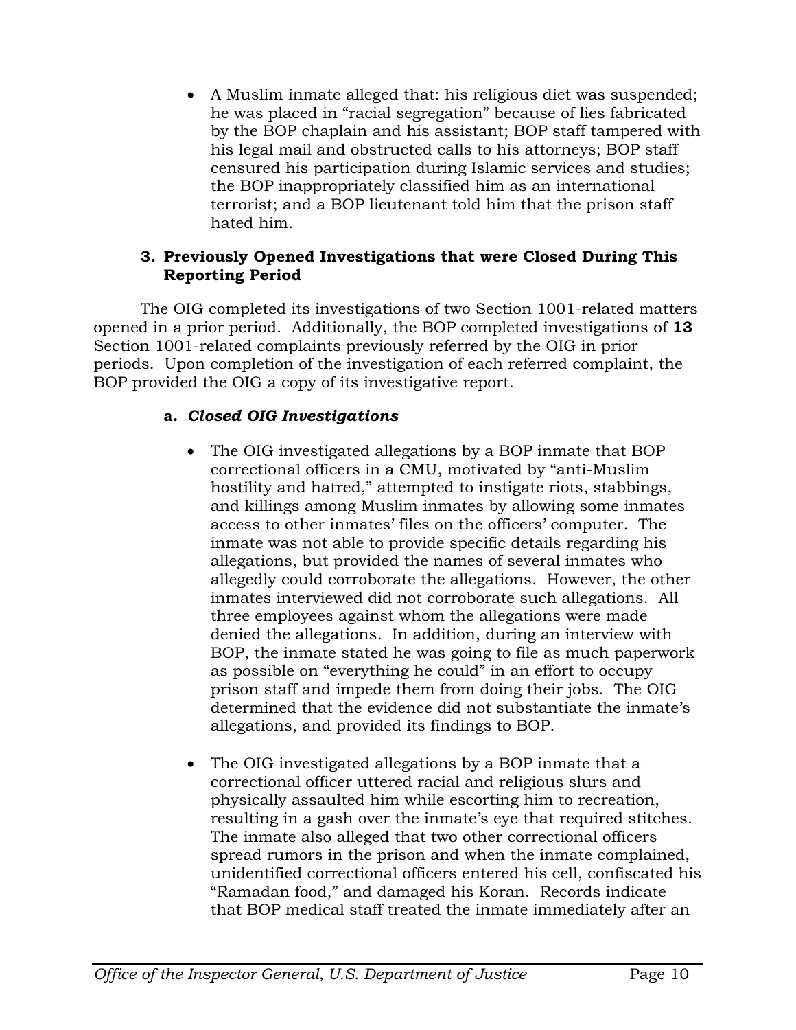- A Muslim inmate alleged that: his religious diet was suspended; he was placed in "racial segregation" because of lies fabricated by the BOP chaplain and his assistant; BOP staff tampered with his legal mail and obstructed calls to his attorneys; BOP staff censured his participation during Islamic services and studies; the BOP inappropriately classified him as an international terrorist; and a BOP lieutenant told him that the prison staff hated him.

### 3. Previously Opened Investigations that were Closed During This Reporting Period

The OIG completed its investigations of two Section 1001-related matters opened in a prior period. Additionally, the BOP completed investigations of **13** Section 1001-related complaints previously referred by the OIG in prior periods. Upon completion of the investigation of each referred complaint, the BOP provided the OIG a copy of its investigative report.

#### a. *Closed OIG Investigations*

- The OIG investigated allegations by a BOP inmate that BOP correctional officers in a CMU, motivated by "anti-Muslim hostility and hatred," attempted to instigate riots, stabbings, and killings among Muslim inmates by allowing some inmates access to other inmates' files on the officers' computer. The inmate was not able to provide specific details regarding his allegations, but provided the names of several inmates who allegedly could corroborate the allegations. However, the other inmates interviewed did not corroborate such allegations. All three employees against whom the allegations were made denied the allegations. In addition, during an interview with BOP, the inmate stated he was going to file as much paperwork as possible on "everything he could" in an effort to occupy prison staff and impede them from doing their jobs. The OIG determined that the evidence did not substantiate the inmate's allegations, and provided its findings to BOP.

- The OIG investigated allegations by a BOP inmate that a correctional officer uttered racial and religious slurs and physically assaulted him while escorting him to recreation, resulting in a gash over the inmate's eye that required stitches. The inmate also alleged that two other correctional officers spread rumors in the prison and when the inmate complained, unidentified correctional officers entered his cell, confiscated his "Ramadan food," and damaged his Koran. Records indicate that BOP medical staff treated the inmate immediately after an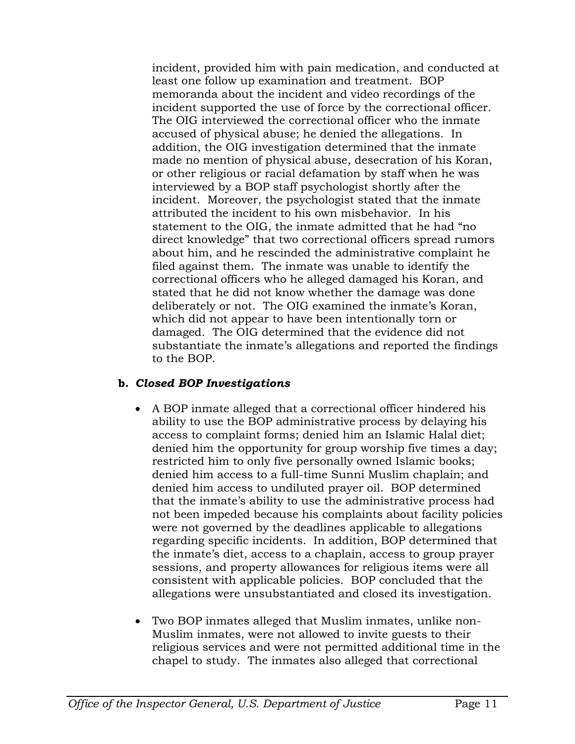incident, provided him with pain medication, and conducted at least one follow up examination and treatment. BOP memoranda about the incident and video recordings of the incident supported the use of force by the correctional officer. The OIG interviewed the correctional officer who the inmate accused of physical abuse; he denied the allegations. In addition, the OIG investigation determined that the inmate made no mention of physical abuse, desecration of his Koran, or other religious or racial defamation by staff when he was interviewed by a BOP staff psychologist shortly after the incident. Moreover, the psychologist stated that the inmate attributed the incident to his own misbehavior. In his statement to the OIG, the inmate admitted that he had "no direct knowledge" that two correctional officers spread rumors about him, and he rescinded the administrative complaint he filed against them. The inmate was unable to identify the correctional officers who he alleged damaged his Koran, and stated that he did not know whether the damage was done deliberately or not. The OIG examined the inmate's Koran, which did not appear to have been intentionally torn or damaged. The OIG determined that the evidence did not substantiate the inmate's allegations and reported the findings to the BOP.

### b. *Closed BOP Investigations*

- A BOP inmate alleged that a correctional officer hindered his ability to use the BOP administrative process by delaying his access to complaint forms; denied him an Islamic Halal diet; denied him the opportunity for group worship five times a day; restricted him to only five personally owned Islamic books; denied him access to a full-time Sunni Muslim chaplain; and denied him access to undiluted prayer oil. BOP determined that the inmate's ability to use the administrative process had not been impeded because his complaints about facility policies were not governed by the deadlines applicable to allegations regarding specific incidents. In addition, BOP determined that the inmate's diet, access to a chaplain, access to group prayer sessions, and property allowances for religious items were all consistent with applicable policies. BOP concluded that the allegations were unsubstantiated and closed its investigation.

- Two BOP inmates alleged that Muslim inmates, unlike non-Muslim inmates, were not allowed to invite guests to their religious services and were not permitted additional time in the chapel to study. The inmates also alleged that correctional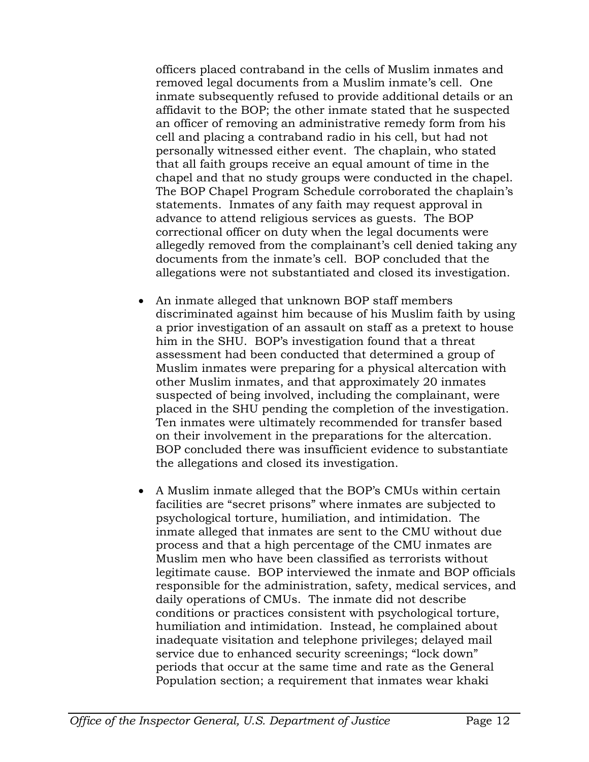officers placed contraband in the cells of Muslim inmates and removed legal documents from a Muslim inmate's cell. One inmate subsequently refused to provide additional details or an affidavit to the BOP; the other inmate stated that he suspected an officer of removing an administrative remedy form from his cell and placing a contraband radio in his cell, but had not personally witnessed either event. The chaplain, who stated that all faith groups receive an equal amount of time in the chapel and that no study groups were conducted in the chapel. The BOP Chapel Program Schedule corroborated the chaplain's statements. Inmates of any faith may request approval in advance to attend religious services as guests. The BOP correctional officer on duty when the legal documents were allegedly removed from the complainant's cell denied taking any documents from the inmate's cell. BOP concluded that the allegations were not substantiated and closed its investigation.

- An inmate alleged that unknown BOP staff members discriminated against him because of his Muslim faith by using a prior investigation of an assault on staff as a pretext to house him in the SHU. BOP's investigation found that a threat assessment had been conducted that determined a group of Muslim inmates were preparing for a physical altercation with other Muslim inmates, and that approximately 20 inmates suspected of being involved, including the complainant, were placed in the SHU pending the completion of the investigation. Ten inmates were ultimately recommended for transfer based on their involvement in the preparations for the altercation. BOP concluded there was insufficient evidence to substantiate the allegations and closed its investigation.

- A Muslim inmate alleged that the BOP's CMUs within certain facilities are "secret prisons" where inmates are subjected to psychological torture, humiliation, and intimidation. The inmate alleged that inmates are sent to the CMU without due process and that a high percentage of the CMU inmates are Muslim men who have been classified as terrorists without legitimate cause. BOP interviewed the inmate and BOP officials responsible for the administration, safety, medical services, and daily operations of CMUs. The inmate did not describe conditions or practices consistent with psychological torture, humiliation and intimidation. Instead, he complained about inadequate visitation and telephone privileges; delayed mail service due to enhanced security screenings; "lock down" periods that occur at the same time and rate as the General Population section; a requirement that inmates wear khaki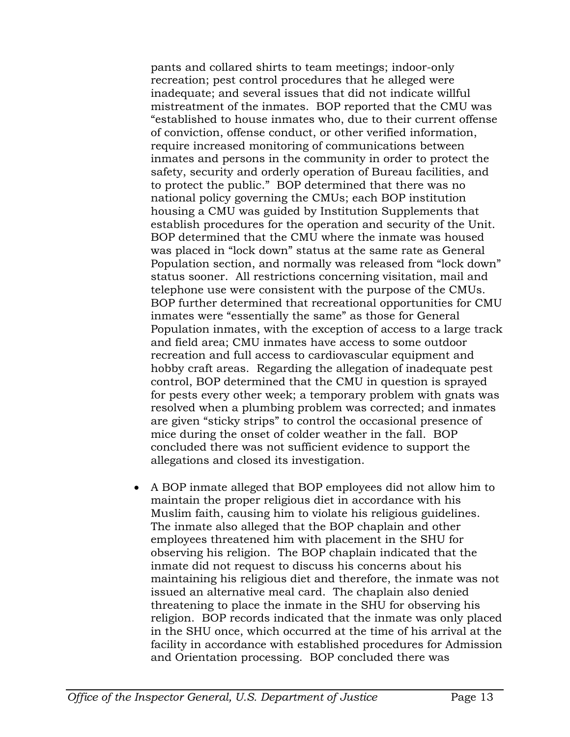pants and collared shirts to team meetings; indoor-only recreation; pest control procedures that he alleged were inadequate; and several issues that did not indicate willful mistreatment of the inmates. BOP reported that the CMU was "established to house inmates who, due to their current offense of conviction, offense conduct, or other verified information, require increased monitoring of communications between inmates and persons in the community in order to protect the safety, security and orderly operation of Bureau facilities, and to protect the public." BOP determined that there was no national policy governing the CMUs; each BOP institution housing a CMU was guided by Institution Supplements that establish procedures for the operation and security of the Unit. BOP determined that the CMU where the inmate was housed was placed in "lock down" status at the same rate as General Population section, and normally was released from "lock down" status sooner. All restrictions concerning visitation, mail and telephone use were consistent with the purpose of the CMUs. BOP further determined that recreational opportunities for CMU inmates were "essentially the same" as those for General Population inmates, with the exception of access to a large track and field area; CMU inmates have access to some outdoor recreation and full access to cardiovascular equipment and hobby craft areas. Regarding the allegation of inadequate pest control, BOP determined that the CMU in question is sprayed for pests every other week; a temporary problem with gnats was resolved when a plumbing problem was corrected; and inmates are given "sticky strips" to control the occasional presence of mice during the onset of colder weather in the fall. BOP concluded there was not sufficient evidence to support the allegations and closed its investigation.

- A BOP inmate alleged that BOP employees did not allow him to maintain the proper religious diet in accordance with his Muslim faith, causing him to violate his religious guidelines. The inmate also alleged that the BOP chaplain and other employees threatened him with placement in the SHU for observing his religion. The BOP chaplain indicated that the inmate did not request to discuss his concerns about his maintaining his religious diet and therefore, the inmate was not issued an alternative meal card. The chaplain also denied threatening to place the inmate in the SHU for observing his religion. BOP records indicated that the inmate was only placed in the SHU once, which occurred at the time of his arrival at the facility in accordance with established procedures for Admission and Orientation processing. BOP concluded there was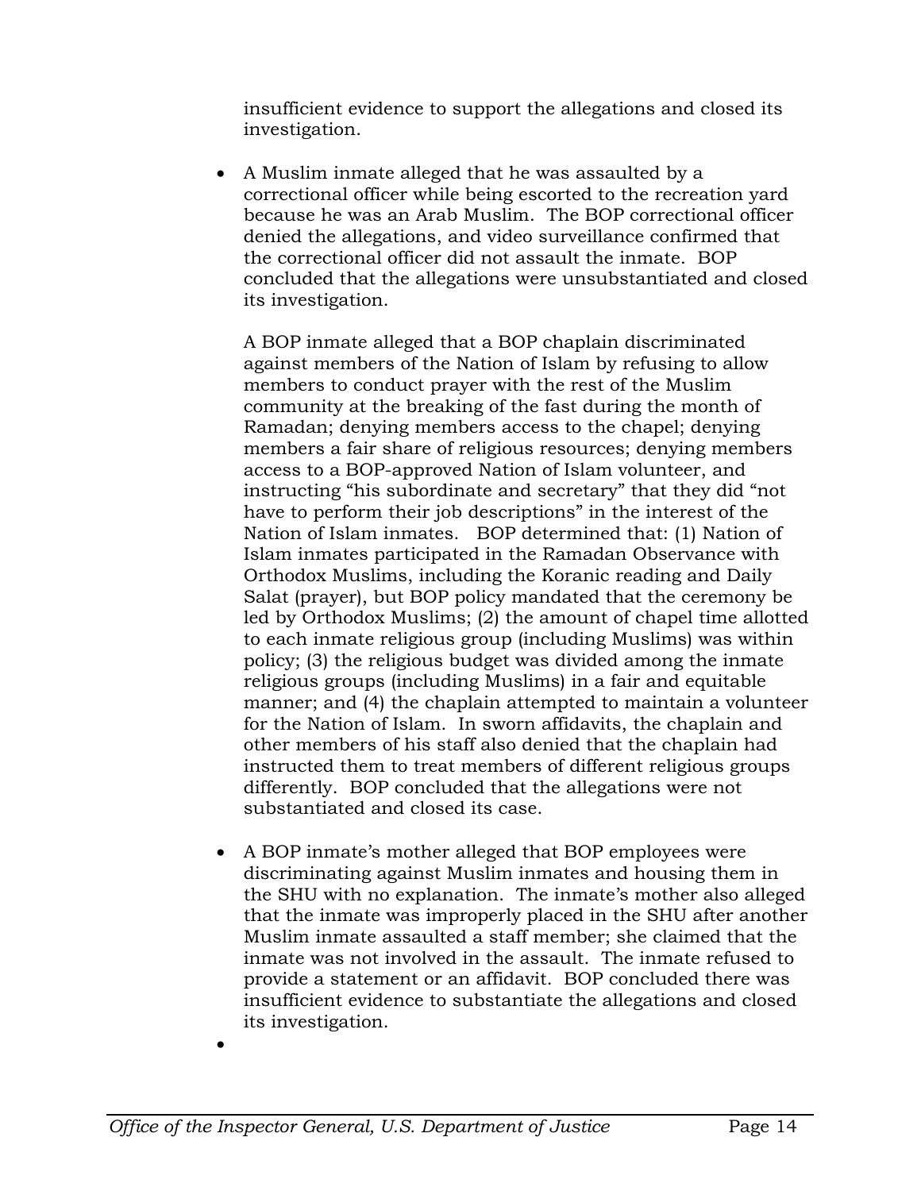insufficient evidence to support the allegations and closed its investigation.

- A Muslim inmate alleged that he was assaulted by a correctional officer while being escorted to the recreation yard because he was an Arab Muslim. The BOP correctional officer denied the allegations, and video surveillance confirmed that the correctional officer did not assault the inmate. BOP concluded that the allegations were unsubstantiated and closed its investigation.

  A BOP inmate alleged that a BOP chaplain discriminated against members of the Nation of Islam by refusing to allow members to conduct prayer with the rest of the Muslim community at the breaking of the fast during the month of Ramadan; denying members access to the chapel; denying members a fair share of religious resources; denying members access to a BOP-approved Nation of Islam volunteer, and instructing "his subordinate and secretary" that they did "not have to perform their job descriptions" in the interest of the Nation of Islam inmates. BOP determined that: (1) Nation of Islam inmates participated in the Ramadan Observance with Orthodox Muslims, including the Koranic reading and Daily Salat (prayer), but BOP policy mandated that the ceremony be led by Orthodox Muslims; (2) the amount of chapel time allotted to each inmate religious group (including Muslims) was within policy; (3) the religious budget was divided among the inmate religious groups (including Muslims) in a fair and equitable manner; and (4) the chaplain attempted to maintain a volunteer for the Nation of Islam. In sworn affidavits, the chaplain and other members of his staff also denied that the chaplain had instructed them to treat members of different religious groups differently. BOP concluded that the allegations were not substantiated and closed its case.

- A BOP inmate's mother alleged that BOP employees were discriminating against Muslim inmates and housing them in the SHU with no explanation. The inmate's mother also alleged that the inmate was improperly placed in the SHU after another Muslim inmate assaulted a staff member; she claimed that the inmate was not involved in the assault. The inmate refused to provide a statement or an affidavit. BOP concluded there was insufficient evidence to substantiate the allegations and closed its investigation.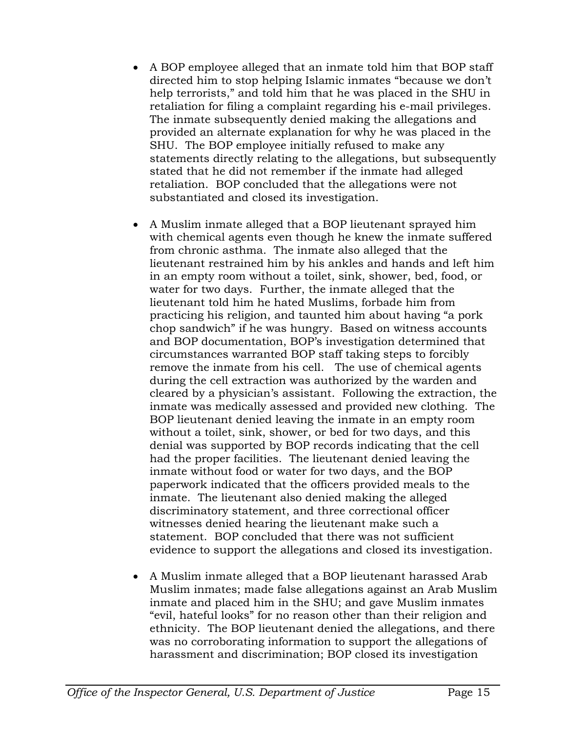- A BOP employee alleged that an inmate told him that BOP staff directed him to stop helping Islamic inmates "because we don't help terrorists," and told him that he was placed in the SHU in retaliation for filing a complaint regarding his e-mail privileges. The inmate subsequently denied making the allegations and provided an alternate explanation for why he was placed in the SHU. The BOP employee initially refused to make any statements directly relating to the allegations, but subsequently stated that he did not remember if the inmate had alleged retaliation. BOP concluded that the allegations were not substantiated and closed its investigation.

- A Muslim inmate alleged that a BOP lieutenant sprayed him with chemical agents even though he knew the inmate suffered from chronic asthma. The inmate also alleged that the lieutenant restrained him by his ankles and hands and left him in an empty room without a toilet, sink, shower, bed, food, or water for two days. Further, the inmate alleged that the lieutenant told him he hated Muslims, forbade him from practicing his religion, and taunted him about having "a pork chop sandwich" if he was hungry. Based on witness accounts and BOP documentation, BOP's investigation determined that circumstances warranted BOP staff taking steps to forcibly remove the inmate from his cell. The use of chemical agents during the cell extraction was authorized by the warden and cleared by a physician's assistant. Following the extraction, the inmate was medically assessed and provided new clothing. The BOP lieutenant denied leaving the inmate in an empty room without a toilet, sink, shower, or bed for two days, and this denial was supported by BOP records indicating that the cell had the proper facilities. The lieutenant denied leaving the inmate without food or water for two days, and the BOP paperwork indicated that the officers provided meals to the inmate. The lieutenant also denied making the alleged discriminatory statement, and three correctional officer witnesses denied hearing the lieutenant make such a statement. BOP concluded that there was not sufficient evidence to support the allegations and closed its investigation.

- A Muslim inmate alleged that a BOP lieutenant harassed Arab Muslim inmates; made false allegations against an Arab Muslim inmate and placed him in the SHU; and gave Muslim inmates "evil, hateful looks" for no reason other than their religion and ethnicity. The BOP lieutenant denied the allegations, and there was no corroborating information to support the allegations of harassment and discrimination; BOP closed its investigation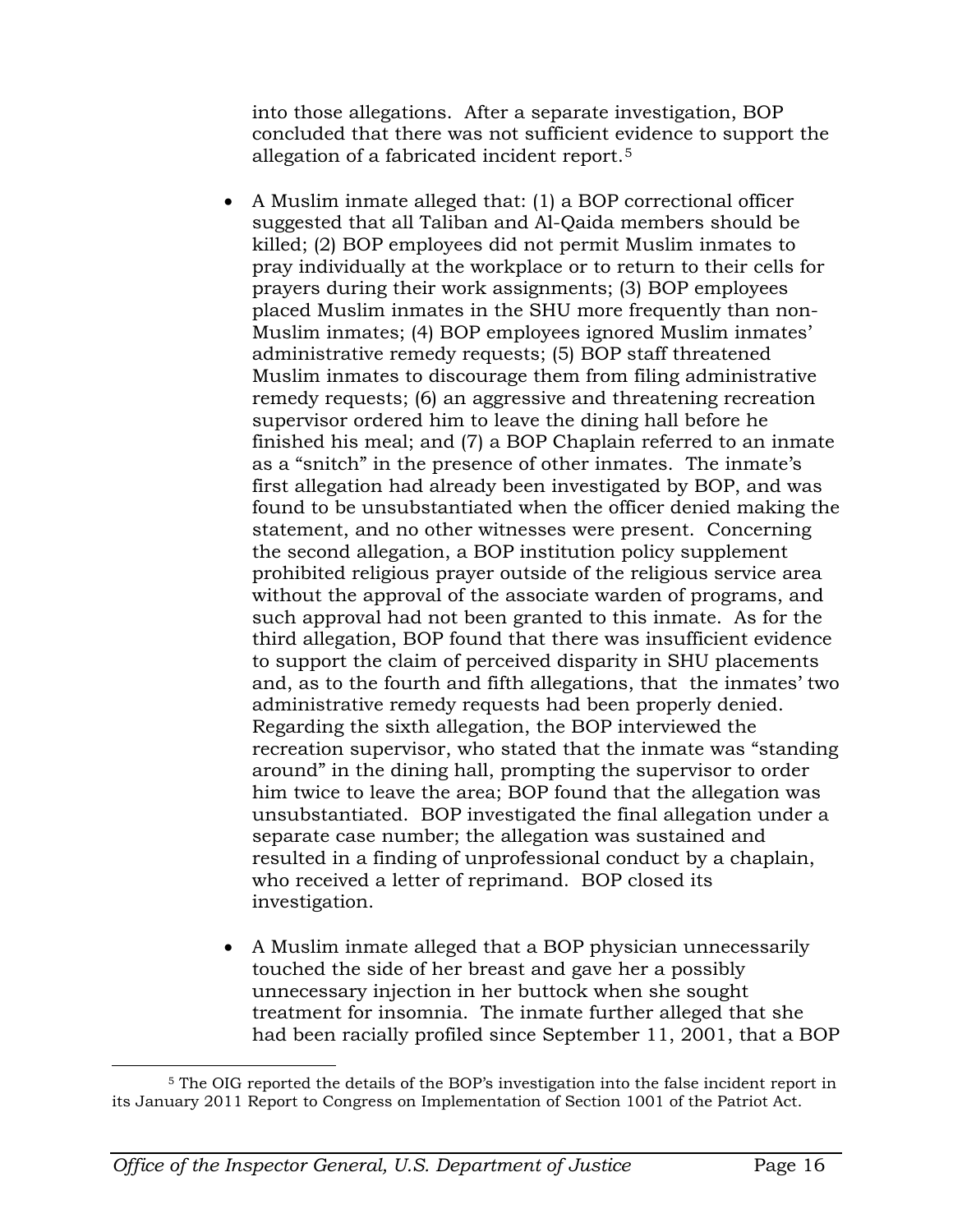into those allegations. After a separate investigation, BOP concluded that there was not sufficient evidence to support the allegation of a fabricated incident report.[5]

- A Muslim inmate alleged that: (1) a BOP correctional officer suggested that all Taliban and Al-Qaida members should be killed; (2) BOP employees did not permit Muslim inmates to pray individually at the workplace or to return to their cells for prayers during their work assignments; (3) BOP employees placed Muslim inmates in the SHU more frequently than non-Muslim inmates; (4) BOP employees ignored Muslim inmates' administrative remedy requests; (5) BOP staff threatened Muslim inmates to discourage them from filing administrative remedy requests; (6) an aggressive and threatening recreation supervisor ordered him to leave the dining hall before he finished his meal; and (7) a BOP Chaplain referred to an inmate as a "snitch" in the presence of other inmates. The inmate's first allegation had already been investigated by BOP, and was found to be unsubstantiated when the officer denied making the statement, and no other witnesses were present. Concerning the second allegation, a BOP institution policy supplement prohibited religious prayer outside of the religious service area without the approval of the associate warden of programs, and such approval had not been granted to this inmate. As for the third allegation, BOP found that there was insufficient evidence to support the claim of perceived disparity in SHU placements and, as to the fourth and fifth allegations, that the inmates' two administrative remedy requests had been properly denied. Regarding the sixth allegation, the BOP interviewed the recreation supervisor, who stated that the inmate was "standing around" in the dining hall, prompting the supervisor to order him twice to leave the area; BOP found that the allegation was unsubstantiated. BOP investigated the final allegation under a separate case number; the allegation was sustained and resulted in a finding of unprofessional conduct by a chaplain, who received a letter of reprimand. BOP closed its investigation.

- A Muslim inmate alleged that a BOP physician unnecessarily touched the side of her breast and gave her a possibly unnecessary injection in her buttock when she sought treatment for insomnia. The inmate further alleged that she had been racially profiled since September 11, 2001, that a BOP

[5] The OIG reported the details of the BOP's investigation into the false incident report in its January 2011 Report to Congress on Implementation of Section 1001 of the Patriot Act.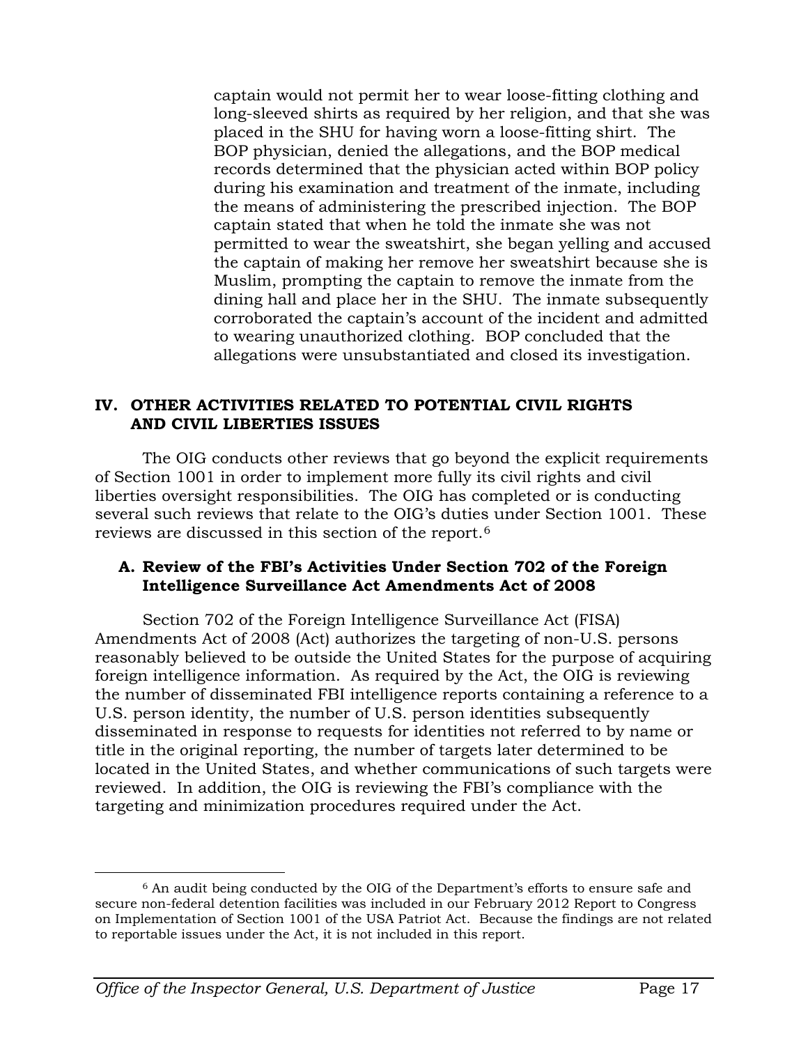captain would not permit her to wear loose-fitting clothing and long-sleeved shirts as required by her religion, and that she was placed in the SHU for having worn a loose-fitting shirt. The BOP physician, denied the allegations, and the BOP medical records determined that the physician acted within BOP policy during his examination and treatment of the inmate, including the means of administering the prescribed injection. The BOP captain stated that when he told the inmate she was not permitted to wear the sweatshirt, she began yelling and accused the captain of making her remove her sweatshirt because she is Muslim, prompting the captain to remove the inmate from the dining hall and place her in the SHU. The inmate subsequently corroborated the captain's account of the incident and admitted to wearing unauthorized clothing. BOP concluded that the allegations were unsubstantiated and closed its investigation.

## IV. OTHER ACTIVITIES RELATED TO POTENTIAL CIVIL RIGHTS AND CIVIL LIBERTIES ISSUES

The OIG conducts other reviews that go beyond the explicit requirements of Section 1001 in order to implement more fully its civil rights and civil liberties oversight responsibilities. The OIG has completed or is conducting several such reviews that relate to the OIG's duties under Section 1001. These reviews are discussed in this section of the report.[6]

### A. Review of the FBI's Activities Under Section 702 of the Foreign Intelligence Surveillance Act Amendments Act of 2008

Section 702 of the Foreign Intelligence Surveillance Act (FISA) Amendments Act of 2008 (Act) authorizes the targeting of non-U.S. persons reasonably believed to be outside the United States for the purpose of acquiring foreign intelligence information. As required by the Act, the OIG is reviewing the number of disseminated FBI intelligence reports containing a reference to a U.S. person identity, the number of U.S. person identities subsequently disseminated in response to requests for identities not referred to by name or title in the original reporting, the number of targets later determined to be located in the United States, and whether communications of such targets were reviewed. In addition, the OIG is reviewing the FBI's compliance with the targeting and minimization procedures required under the Act.

---

[6] An audit being conducted by the OIG of the Department's efforts to ensure safe and secure non-federal detention facilities was included in our February 2012 Report to Congress on Implementation of Section 1001 of the USA Patriot Act. Because the findings are not related to reportable issues under the Act, it is not included in this report.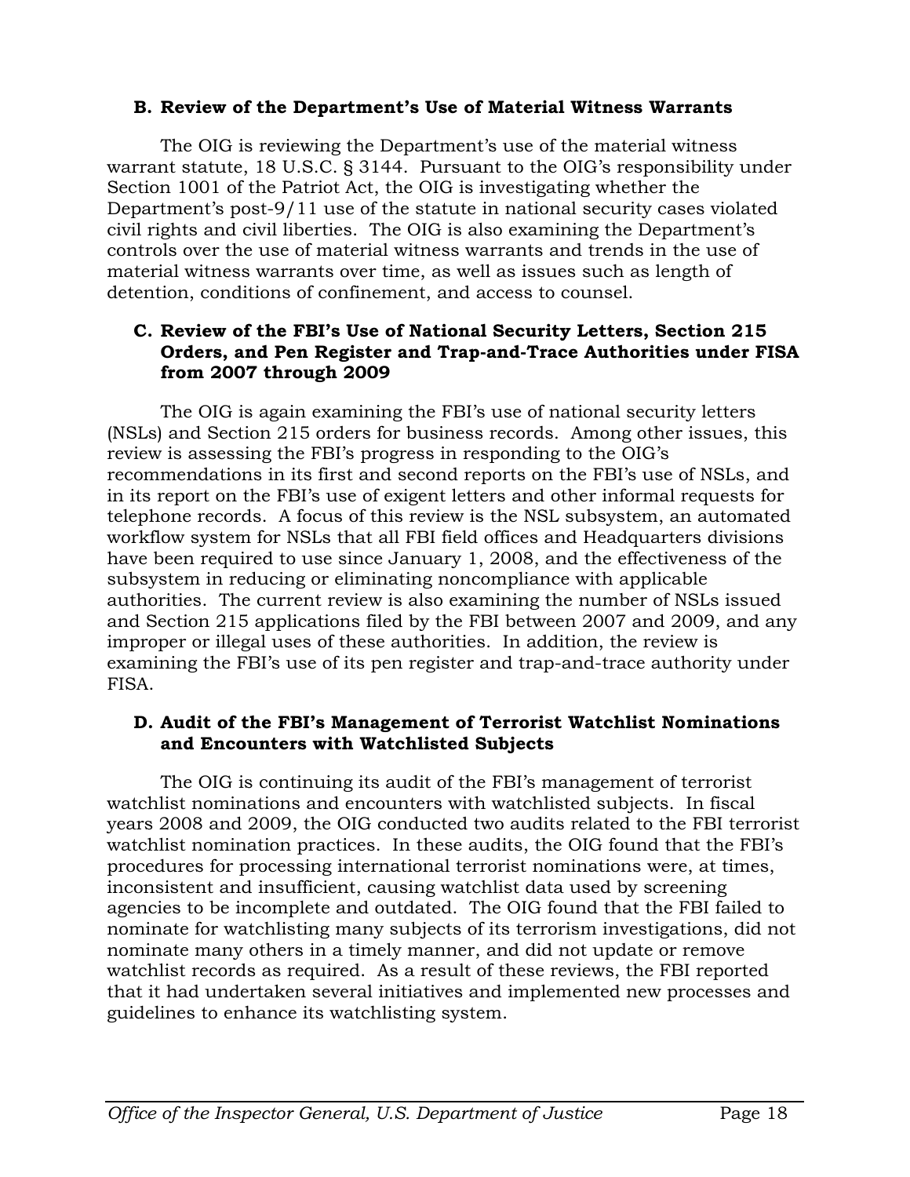### B. Review of the Department's Use of Material Witness Warrants

The OIG is reviewing the Department's use of the material witness warrant statute, 18 U.S.C. § 3144. Pursuant to the OIG's responsibility under Section 1001 of the Patriot Act, the OIG is investigating whether the Department's post-9/11 use of the statute in national security cases violated civil rights and civil liberties. The OIG is also examining the Department's controls over the use of material witness warrants and trends in the use of material witness warrants over time, as well as issues such as length of detention, conditions of confinement, and access to counsel.

### C. Review of the FBI's Use of National Security Letters, Section 215 Orders, and Pen Register and Trap-and-Trace Authorities under FISA from 2007 through 2009

The OIG is again examining the FBI's use of national security letters (NSLs) and Section 215 orders for business records. Among other issues, this review is assessing the FBI's progress in responding to the OIG's recommendations in its first and second reports on the FBI's use of NSLs, and in its report on the FBI's use of exigent letters and other informal requests for telephone records. A focus of this review is the NSL subsystem, an automated workflow system for NSLs that all FBI field offices and Headquarters divisions have been required to use since January 1, 2008, and the effectiveness of the subsystem in reducing or eliminating noncompliance with applicable authorities. The current review is also examining the number of NSLs issued and Section 215 applications filed by the FBI between 2007 and 2009, and any improper or illegal uses of these authorities. In addition, the review is examining the FBI's use of its pen register and trap-and-trace authority under FISA.

### D. Audit of the FBI's Management of Terrorist Watchlist Nominations and Encounters with Watchlisted Subjects

The OIG is continuing its audit of the FBI's management of terrorist watchlist nominations and encounters with watchlisted subjects. In fiscal years 2008 and 2009, the OIG conducted two audits related to the FBI terrorist watchlist nomination practices. In these audits, the OIG found that the FBI's procedures for processing international terrorist nominations were, at times, inconsistent and insufficient, causing watchlist data used by screening agencies to be incomplete and outdated. The OIG found that the FBI failed to nominate for watchlisting many subjects of its terrorism investigations, did not nominate many others in a timely manner, and did not update or remove watchlist records as required. As a result of these reviews, the FBI reported that it had undertaken several initiatives and implemented new processes and guidelines to enhance its watchlisting system.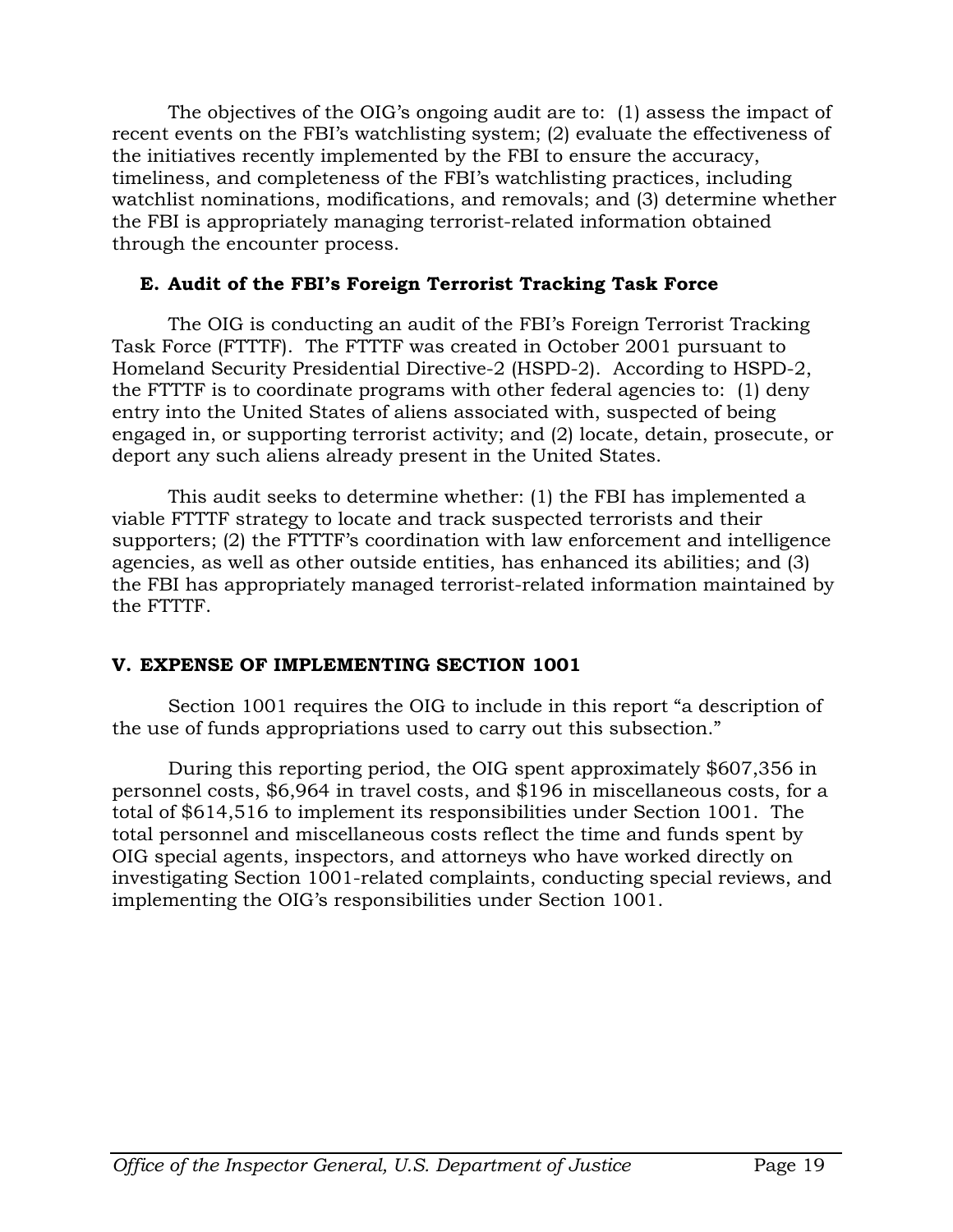The objectives of the OIG's ongoing audit are to: (1) assess the impact of recent events on the FBI's watchlisting system; (2) evaluate the effectiveness of the initiatives recently implemented by the FBI to ensure the accuracy, timeliness, and completeness of the FBI's watchlisting practices, including watchlist nominations, modifications, and removals; and (3) determine whether the FBI is appropriately managing terrorist-related information obtained through the encounter process.

### E. Audit of the FBI's Foreign Terrorist Tracking Task Force

The OIG is conducting an audit of the FBI's Foreign Terrorist Tracking Task Force (FTTTF). The FTTTF was created in October 2001 pursuant to Homeland Security Presidential Directive-2 (HSPD-2). According to HSPD-2, the FTTTF is to coordinate programs with other federal agencies to: (1) deny entry into the United States of aliens associated with, suspected of being engaged in, or supporting terrorist activity; and (2) locate, detain, prosecute, or deport any such aliens already present in the United States.

This audit seeks to determine whether: (1) the FBI has implemented a viable FTTTF strategy to locate and track suspected terrorists and their supporters; (2) the FTTTF's coordination with law enforcement and intelligence agencies, as well as other outside entities, has enhanced its abilities; and (3) the FBI has appropriately managed terrorist-related information maintained by the FTTTF.

## V. EXPENSE OF IMPLEMENTING SECTION 1001

Section 1001 requires the OIG to include in this report "a description of the use of funds appropriations used to carry out this subsection."

During this reporting period, the OIG spent approximately $607,356 in personnel costs, $6,964 in travel costs, and $196 in miscellaneous costs, for a total of $614,516 to implement its responsibilities under Section 1001. The total personnel and miscellaneous costs reflect the time and funds spent by OIG special agents, inspectors, and attorneys who have worked directly on investigating Section 1001-related complaints, conducting special reviews, and implementing the OIG's responsibilities under Section 1001.